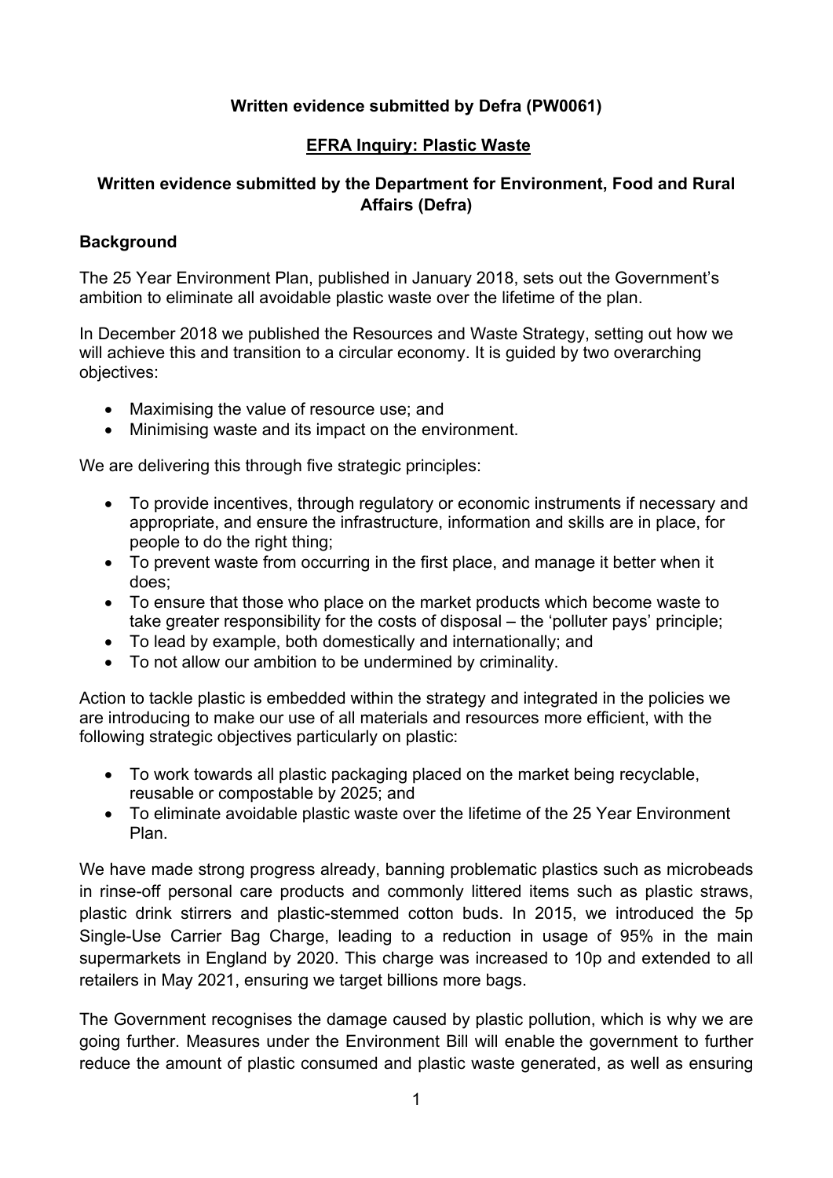**Written evidence submitted by Defra (PW0061)**

**EFRA Inquiry: Plastic Waste**

**Written evidence submitted by the Department for Environment, Food and Rural Affairs (Defra)**

## Background

The 25 Year Environment Plan, published in January 2018, sets out the Government's ambition to eliminate all avoidable plastic waste over the lifetime of the plan.

In December 2018 we published the Resources and Waste Strategy, setting out how we will achieve this and transition to a circular economy. It is guided by two overarching objectives:

- Maximising the value of resource use; and
- Minimising waste and its impact on the environment.

We are delivering this through five strategic principles:

- To provide incentives, through regulatory or economic instruments if necessary and appropriate, and ensure the infrastructure, information and skills are in place, for people to do the right thing;
- To prevent waste from occurring in the first place, and manage it better when it does;
- To ensure that those who place on the market products which become waste to take greater responsibility for the costs of disposal – the 'polluter pays' principle;
- To lead by example, both domestically and internationally; and
- To not allow our ambition to be undermined by criminality.

Action to tackle plastic is embedded within the strategy and integrated in the policies we are introducing to make our use of all materials and resources more efficient, with the following strategic objectives particularly on plastic:

- To work towards all plastic packaging placed on the market being recyclable, reusable or compostable by 2025; and
- To eliminate avoidable plastic waste over the lifetime of the 25 Year Environment Plan.

We have made strong progress already, banning problematic plastics such as microbeads in rinse-off personal care products and commonly littered items such as plastic straws, plastic drink stirrers and plastic-stemmed cotton buds. In 2015, we introduced the 5p Single-Use Carrier Bag Charge, leading to a reduction in usage of 95% in the main supermarkets in England by 2020. This charge was increased to 10p and extended to all retailers in May 2021, ensuring we target billions more bags.

The Government recognises the damage caused by plastic pollution, which is why we are going further. Measures under the Environment Bill will enable the government to further reduce the amount of plastic consumed and plastic waste generated, as well as ensuring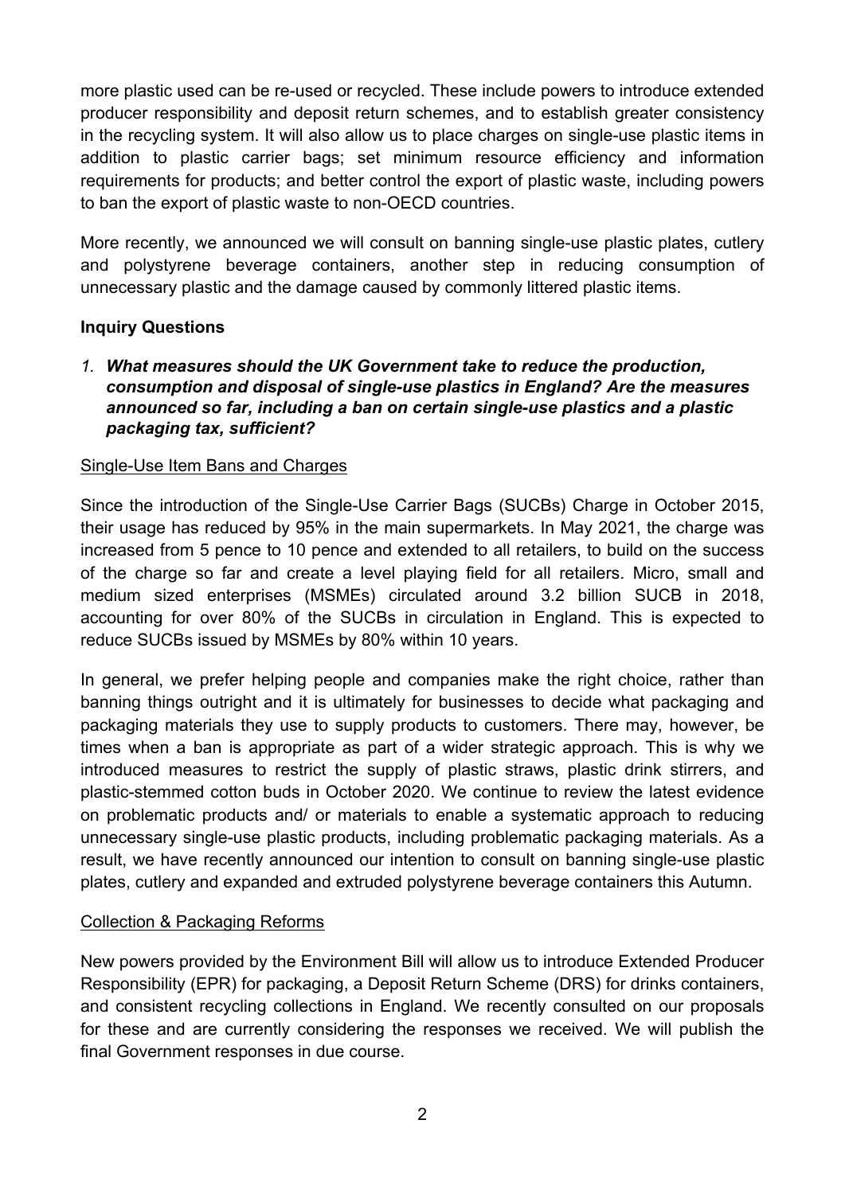more plastic used can be re-used or recycled. These include powers to introduce extended producer responsibility and deposit return schemes, and to establish greater consistency in the recycling system. It will also allow us to place charges on single-use plastic items in addition to plastic carrier bags; set minimum resource efficiency and information requirements for products; and better control the export of plastic waste, including powers to ban the export of plastic waste to non-OECD countries.

More recently, we announced we will consult on banning single-use plastic plates, cutlery and polystyrene beverage containers, another step in reducing consumption of unnecessary plastic and the damage caused by commonly littered plastic items.

**Inquiry Questions**

1. ***What measures should the UK Government take to reduce the production, consumption and disposal of single-use plastics in England? Are the measures announced so far, including a ban on certain single-use plastics and a plastic packaging tax, sufficient?***

<u>Single-Use Item Bans and Charges</u>

Since the introduction of the Single-Use Carrier Bags (SUCBs) Charge in October 2015, their usage has reduced by 95% in the main supermarkets. In May 2021, the charge was increased from 5 pence to 10 pence and extended to all retailers, to build on the success of the charge so far and create a level playing field for all retailers. Micro, small and medium sized enterprises (MSMEs) circulated around 3.2 billion SUCB in 2018, accounting for over 80% of the SUCBs in circulation in England. This is expected to reduce SUCBs issued by MSMEs by 80% within 10 years.

In general, we prefer helping people and companies make the right choice, rather than banning things outright and it is ultimately for businesses to decide what packaging and packaging materials they use to supply products to customers. There may, however, be times when a ban is appropriate as part of a wider strategic approach. This is why we introduced measures to restrict the supply of plastic straws, plastic drink stirrers, and plastic-stemmed cotton buds in October 2020. We continue to review the latest evidence on problematic products and/ or materials to enable a systematic approach to reducing unnecessary single-use plastic products, including problematic packaging materials. As a result, we have recently announced our intention to consult on banning single-use plastic plates, cutlery and expanded and extruded polystyrene beverage containers this Autumn.

<u>Collection & Packaging Reforms</u>

New powers provided by the Environment Bill will allow us to introduce Extended Producer Responsibility (EPR) for packaging, a Deposit Return Scheme (DRS) for drinks containers, and consistent recycling collections in England. We recently consulted on our proposals for these and are currently considering the responses we received. We will publish the final Government responses in due course.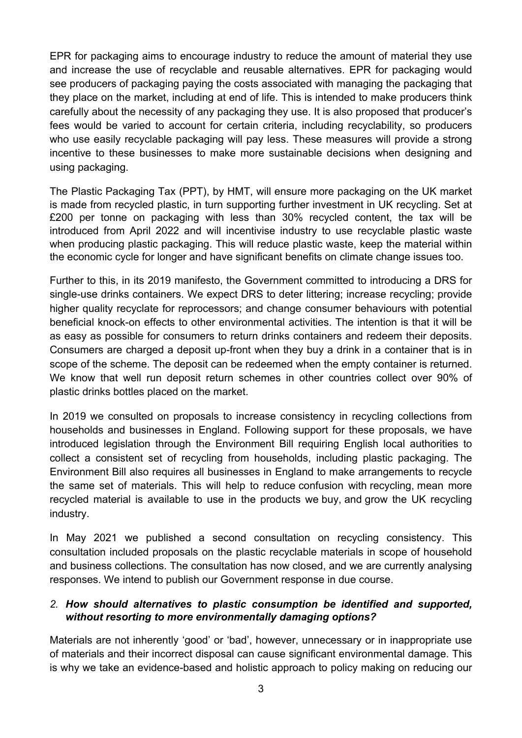EPR for packaging aims to encourage industry to reduce the amount of material they use and increase the use of recyclable and reusable alternatives. EPR for packaging would see producers of packaging paying the costs associated with managing the packaging that they place on the market, including at end of life. This is intended to make producers think carefully about the necessity of any packaging they use. It is also proposed that producer's fees would be varied to account for certain criteria, including recyclability, so producers who use easily recyclable packaging will pay less. These measures will provide a strong incentive to these businesses to make more sustainable decisions when designing and using packaging.

The Plastic Packaging Tax (PPT), by HMT, will ensure more packaging on the UK market is made from recycled plastic, in turn supporting further investment in UK recycling. Set at £200 per tonne on packaging with less than 30% recycled content, the tax will be introduced from April 2022 and will incentivise industry to use recyclable plastic waste when producing plastic packaging. This will reduce plastic waste, keep the material within the economic cycle for longer and have significant benefits on climate change issues too.

Further to this, in its 2019 manifesto, the Government committed to introducing a DRS for single-use drinks containers. We expect DRS to deter littering; increase recycling; provide higher quality recyclate for reprocessors; and change consumer behaviours with potential beneficial knock-on effects to other environmental activities. The intention is that it will be as easy as possible for consumers to return drinks containers and redeem their deposits. Consumers are charged a deposit up-front when they buy a drink in a container that is in scope of the scheme. The deposit can be redeemed when the empty container is returned. We know that well run deposit return schemes in other countries collect over 90% of plastic drinks bottles placed on the market.

In 2019 we consulted on proposals to increase consistency in recycling collections from households and businesses in England. Following support for these proposals, we have introduced legislation through the Environment Bill requiring English local authorities to collect a consistent set of recycling from households, including plastic packaging. The Environment Bill also requires all businesses in England to make arrangements to recycle the same set of materials. This will help to reduce confusion with recycling, mean more recycled material is available to use in the products we buy, and grow the UK recycling industry.

In May 2021 we published a second consultation on recycling consistency. This consultation included proposals on the plastic recyclable materials in scope of household and business collections. The consultation has now closed, and we are currently analysing responses. We intend to publish our Government response in due course.

2. ***How should alternatives to plastic consumption be identified and supported, without resorting to more environmentally damaging options?***

Materials are not inherently 'good' or 'bad', however, unnecessary or in inappropriate use of materials and their incorrect disposal can cause significant environmental damage. This is why we take an evidence-based and holistic approach to policy making on reducing our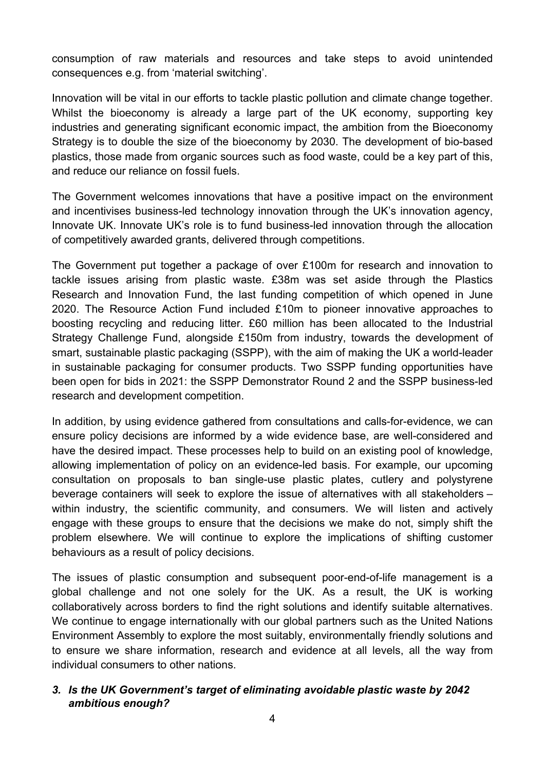consumption of raw materials and resources and take steps to avoid unintended consequences e.g. from 'material switching'.

Innovation will be vital in our efforts to tackle plastic pollution and climate change together. Whilst the bioeconomy is already a large part of the UK economy, supporting key industries and generating significant economic impact, the ambition from the Bioeconomy Strategy is to double the size of the bioeconomy by 2030. The development of bio-based plastics, those made from organic sources such as food waste, could be a key part of this, and reduce our reliance on fossil fuels.

The Government welcomes innovations that have a positive impact on the environment and incentivises business-led technology innovation through the UK's innovation agency, Innovate UK. Innovate UK's role is to fund business-led innovation through the allocation of competitively awarded grants, delivered through competitions.

The Government put together a package of over £100m for research and innovation to tackle issues arising from plastic waste. £38m was set aside through the Plastics Research and Innovation Fund, the last funding competition of which opened in June 2020. The Resource Action Fund included £10m to pioneer innovative approaches to boosting recycling and reducing litter. £60 million has been allocated to the Industrial Strategy Challenge Fund, alongside £150m from industry, towards the development of smart, sustainable plastic packaging (SSPP), with the aim of making the UK a world-leader in sustainable packaging for consumer products. Two SSPP funding opportunities have been open for bids in 2021: the SSPP Demonstrator Round 2 and the SSPP business-led research and development competition.

In addition, by using evidence gathered from consultations and calls-for-evidence, we can ensure policy decisions are informed by a wide evidence base, are well-considered and have the desired impact. These processes help to build on an existing pool of knowledge, allowing implementation of policy on an evidence-led basis. For example, our upcoming consultation on proposals to ban single-use plastic plates, cutlery and polystyrene beverage containers will seek to explore the issue of alternatives with all stakeholders – within industry, the scientific community, and consumers. We will listen and actively engage with these groups to ensure that the decisions we make do not, simply shift the problem elsewhere. We will continue to explore the implications of shifting customer behaviours as a result of policy decisions.

The issues of plastic consumption and subsequent poor-end-of-life management is a global challenge and not one solely for the UK. As a result, the UK is working collaboratively across borders to find the right solutions and identify suitable alternatives. We continue to engage internationally with our global partners such as the United Nations Environment Assembly to explore the most suitably, environmentally friendly solutions and to ensure we share information, research and evidence at all levels, all the way from individual consumers to other nations.

### *3. Is the UK Government's target of eliminating avoidable plastic waste by 2042 ambitious enough?*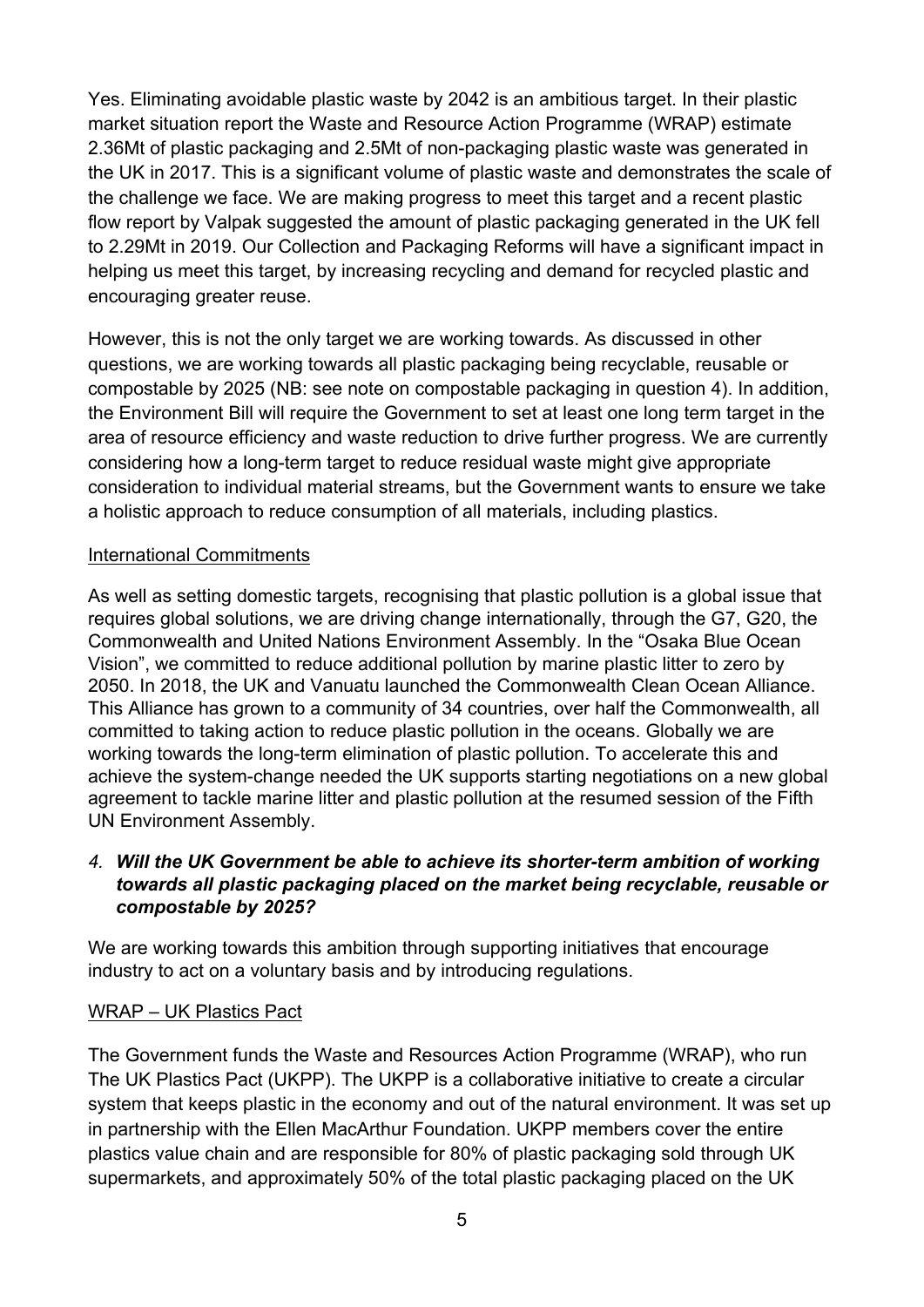Yes. Eliminating avoidable plastic waste by 2042 is an ambitious target. In their plastic market situation report the Waste and Resource Action Programme (WRAP) estimate 2.36Mt of plastic packaging and 2.5Mt of non-packaging plastic waste was generated in the UK in 2017. This is a significant volume of plastic waste and demonstrates the scale of the challenge we face. We are making progress to meet this target and a recent plastic flow report by Valpak suggested the amount of plastic packaging generated in the UK fell to 2.29Mt in 2019. Our Collection and Packaging Reforms will have a significant impact in helping us meet this target, by increasing recycling and demand for recycled plastic and encouraging greater reuse.

However, this is not the only target we are working towards. As discussed in other questions, we are working towards all plastic packaging being recyclable, reusable or compostable by 2025 (NB: see note on compostable packaging in question 4). In addition, the Environment Bill will require the Government to set at least one long term target in the area of resource efficiency and waste reduction to drive further progress. We are currently considering how a long-term target to reduce residual waste might give appropriate consideration to individual material streams, but the Government wants to ensure we take a holistic approach to reduce consumption of all materials, including plastics.

<u>International Commitments</u>

As well as setting domestic targets, recognising that plastic pollution is a global issue that requires global solutions, we are driving change internationally, through the G7, G20, the Commonwealth and United Nations Environment Assembly. In the “Osaka Blue Ocean Vision”, we committed to reduce additional pollution by marine plastic litter to zero by 2050. In 2018, the UK and Vanuatu launched the Commonwealth Clean Ocean Alliance. This Alliance has grown to a community of 34 countries, over half the Commonwealth, all committed to taking action to reduce plastic pollution in the oceans. Globally we are working towards the long-term elimination of plastic pollution. To accelerate this and achieve the system-change needed the UK supports starting negotiations on a new global agreement to tackle marine litter and plastic pollution at the resumed session of the Fifth UN Environment Assembly.

4. ***Will the UK Government be able to achieve its shorter-term ambition of working towards all plastic packaging placed on the market being recyclable, reusable or compostable by 2025?***

We are working towards this ambition through supporting initiatives that encourage industry to act on a voluntary basis and by introducing regulations.

<u>WRAP – UK Plastics Pact</u>

The Government funds the Waste and Resources Action Programme (WRAP), who run The UK Plastics Pact (UKPP). The UKPP is a collaborative initiative to create a circular system that keeps plastic in the economy and out of the natural environment. It was set up in partnership with the Ellen MacArthur Foundation. UKPP members cover the entire plastics value chain and are responsible for 80% of plastic packaging sold through UK supermarkets, and approximately 50% of the total plastic packaging placed on the UK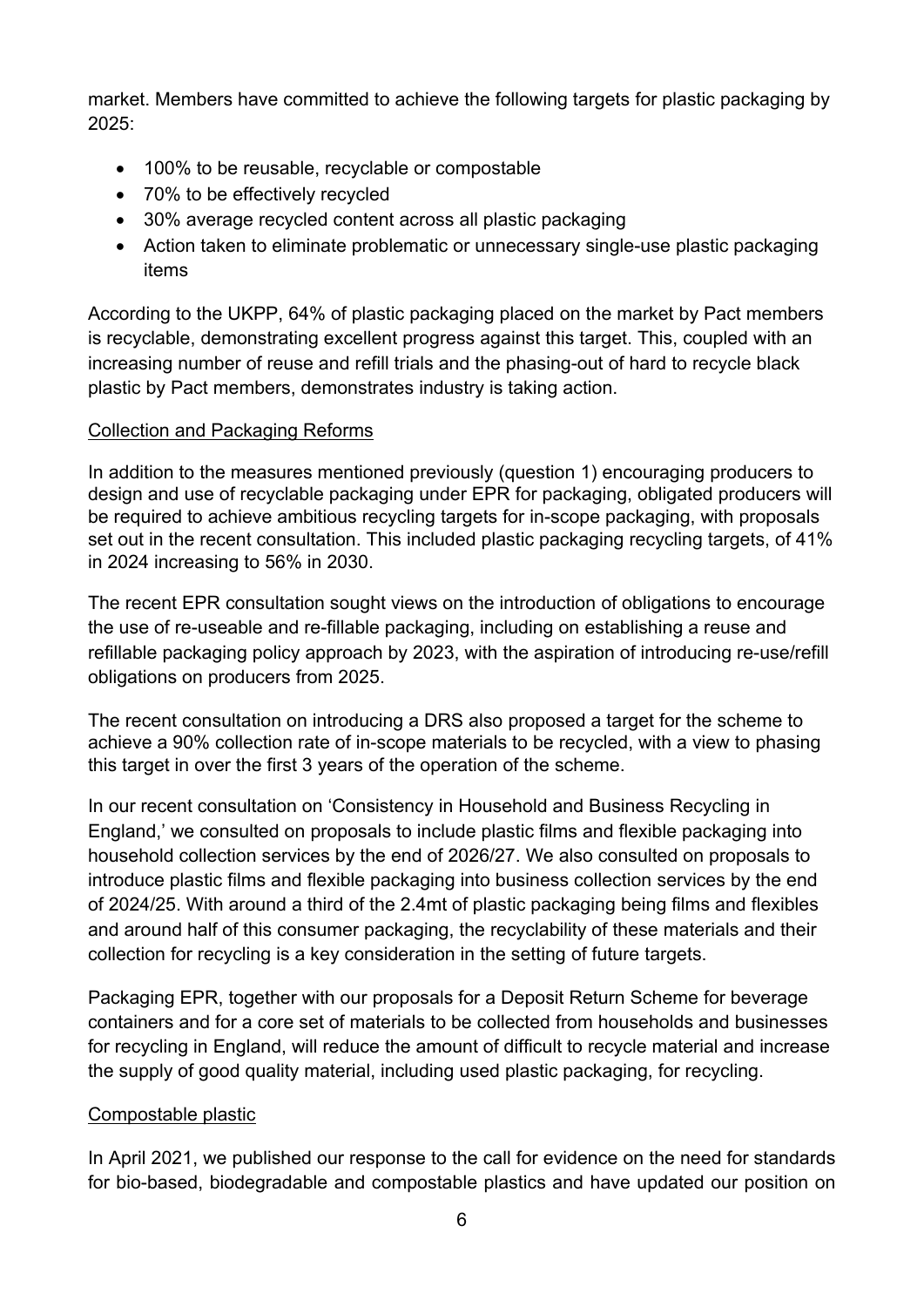market. Members have committed to achieve the following targets for plastic packaging by 2025:

- 100% to be reusable, recyclable or compostable
- 70% to be effectively recycled
- 30% average recycled content across all plastic packaging
- Action taken to eliminate problematic or unnecessary single-use plastic packaging items

According to the UKPP, 64% of plastic packaging placed on the market by Pact members is recyclable, demonstrating excellent progress against this target. This, coupled with an increasing number of reuse and refill trials and the phasing-out of hard to recycle black plastic by Pact members, demonstrates industry is taking action.

<u>Collection and Packaging Reforms</u>

In addition to the measures mentioned previously (question 1) encouraging producers to design and use of recyclable packaging under EPR for packaging, obligated producers will be required to achieve ambitious recycling targets for in-scope packaging, with proposals set out in the recent consultation. This included plastic packaging recycling targets, of 41% in 2024 increasing to 56% in 2030.

The recent EPR consultation sought views on the introduction of obligations to encourage the use of re-useable and re-fillable packaging, including on establishing a reuse and refillable packaging policy approach by 2023, with the aspiration of introducing re-use/refill obligations on producers from 2025.

The recent consultation on introducing a DRS also proposed a target for the scheme to achieve a 90% collection rate of in-scope materials to be recycled, with a view to phasing this target in over the first 3 years of the operation of the scheme.

In our recent consultation on 'Consistency in Household and Business Recycling in England,' we consulted on proposals to include plastic films and flexible packaging into household collection services by the end of 2026/27. We also consulted on proposals to introduce plastic films and flexible packaging into business collection services by the end of 2024/25. With around a third of the 2.4mt of plastic packaging being films and flexibles and around half of this consumer packaging, the recyclability of these materials and their collection for recycling is a key consideration in the setting of future targets.

Packaging EPR, together with our proposals for a Deposit Return Scheme for beverage containers and for a core set of materials to be collected from households and businesses for recycling in England, will reduce the amount of difficult to recycle material and increase the supply of good quality material, including used plastic packaging, for recycling.

<u>Compostable plastic</u>

In April 2021, we published our response to the call for evidence on the need for standards for bio-based, biodegradable and compostable plastics and have updated our position on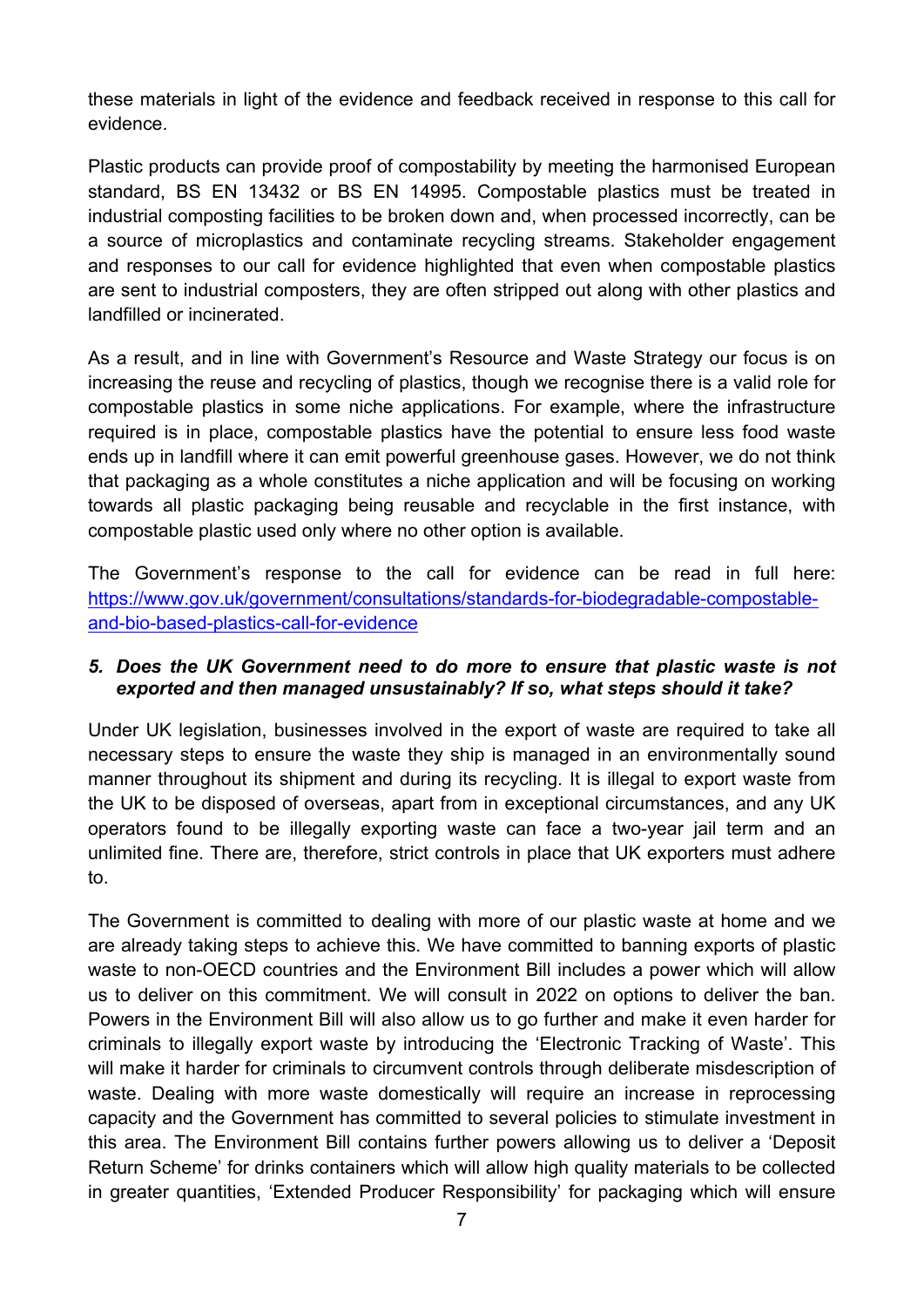these materials in light of the evidence and feedback received in response to this call for evidence.

Plastic products can provide proof of compostability by meeting the harmonised European standard, BS EN 13432 or BS EN 14995. Compostable plastics must be treated in industrial composting facilities to be broken down and, when processed incorrectly, can be a source of microplastics and contaminate recycling streams. Stakeholder engagement and responses to our call for evidence highlighted that even when compostable plastics are sent to industrial composters, they are often stripped out along with other plastics and landfilled or incinerated.

As a result, and in line with Government's Resource and Waste Strategy our focus is on increasing the reuse and recycling of plastics, though we recognise there is a valid role for compostable plastics in some niche applications. For example, where the infrastructure required is in place, compostable plastics have the potential to ensure less food waste ends up in landfill where it can emit powerful greenhouse gases. However, we do not think that packaging as a whole constitutes a niche application and will be focusing on working towards all plastic packaging being reusable and recyclable in the first instance, with compostable plastic used only where no other option is available.

The Government's response to the call for evidence can be read in full here: [https://www.gov.uk/government/consultations/standards-for-biodegradable-compostable-and-bio-based-plastics-call-for-evidence](https://www.gov.uk/government/consultations/standards-for-biodegradable-compostable-and-bio-based-plastics-call-for-evidence)

***5. Does the UK Government need to do more to ensure that plastic waste is not exported and then managed unsustainably? If so, what steps should it take?***

Under UK legislation, businesses involved in the export of waste are required to take all necessary steps to ensure the waste they ship is managed in an environmentally sound manner throughout its shipment and during its recycling. It is illegal to export waste from the UK to be disposed of overseas, apart from in exceptional circumstances, and any UK operators found to be illegally exporting waste can face a two-year jail term and an unlimited fine. There are, therefore, strict controls in place that UK exporters must adhere to.

The Government is committed to dealing with more of our plastic waste at home and we are already taking steps to achieve this. We have committed to banning exports of plastic waste to non-OECD countries and the Environment Bill includes a power which will allow us to deliver on this commitment. We will consult in 2022 on options to deliver the ban. Powers in the Environment Bill will also allow us to go further and make it even harder for criminals to illegally export waste by introducing the 'Electronic Tracking of Waste'. This will make it harder for criminals to circumvent controls through deliberate misdescription of waste. Dealing with more waste domestically will require an increase in reprocessing capacity and the Government has committed to several policies to stimulate investment in this area. The Environment Bill contains further powers allowing us to deliver a 'Deposit Return Scheme' for drinks containers which will allow high quality materials to be collected in greater quantities, 'Extended Producer Responsibility' for packaging which will ensure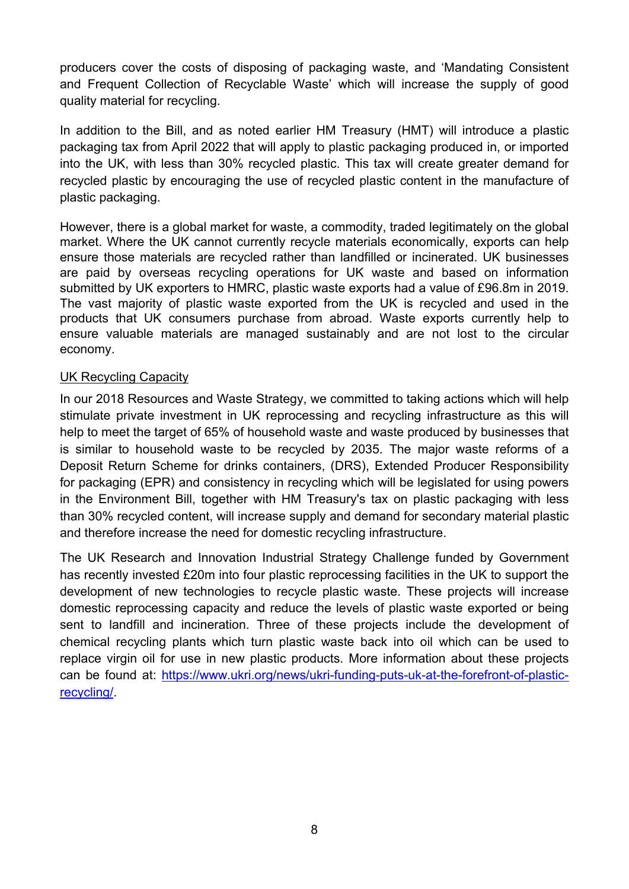producers cover the costs of disposing of packaging waste, and 'Mandating Consistent and Frequent Collection of Recyclable Waste' which will increase the supply of good quality material for recycling.

In addition to the Bill, and as noted earlier HM Treasury (HMT) will introduce a plastic packaging tax from April 2022 that will apply to plastic packaging produced in, or imported into the UK, with less than 30% recycled plastic. This tax will create greater demand for recycled plastic by encouraging the use of recycled plastic content in the manufacture of plastic packaging.

However, there is a global market for waste, a commodity, traded legitimately on the global market. Where the UK cannot currently recycle materials economically, exports can help ensure those materials are recycled rather than landfilled or incinerated. UK businesses are paid by overseas recycling operations for UK waste and based on information submitted by UK exporters to HMRC, plastic waste exports had a value of £96.8m in 2019. The vast majority of plastic waste exported from the UK is recycled and used in the products that UK consumers purchase from abroad. Waste exports currently help to ensure valuable materials are managed sustainably and are not lost to the circular economy.

<u>UK Recycling Capacity</u>

In our 2018 Resources and Waste Strategy, we committed to taking actions which will help stimulate private investment in UK reprocessing and recycling infrastructure as this will help to meet the target of 65% of household waste and waste produced by businesses that is similar to household waste to be recycled by 2035. The major waste reforms of a Deposit Return Scheme for drinks containers, (DRS), Extended Producer Responsibility for packaging (EPR) and consistency in recycling which will be legislated for using powers in the Environment Bill, together with HM Treasury's tax on plastic packaging with less than 30% recycled content, will increase supply and demand for secondary material plastic and therefore increase the need for domestic recycling infrastructure.

The UK Research and Innovation Industrial Strategy Challenge funded by Government has recently invested £20m into four plastic reprocessing facilities in the UK to support the development of new technologies to recycle plastic waste. These projects will increase domestic reprocessing capacity and reduce the levels of plastic waste exported or being sent to landfill and incineration. Three of these projects include the development of chemical recycling plants which turn plastic waste back into oil which can be used to replace virgin oil for use in new plastic products. More information about these projects can be found at: [https://www.ukri.org/news/ukri-funding-puts-uk-at-the-forefront-of-plastic-recycling/](https://www.ukri.org/news/ukri-funding-puts-uk-at-the-forefront-of-plastic-recycling/).